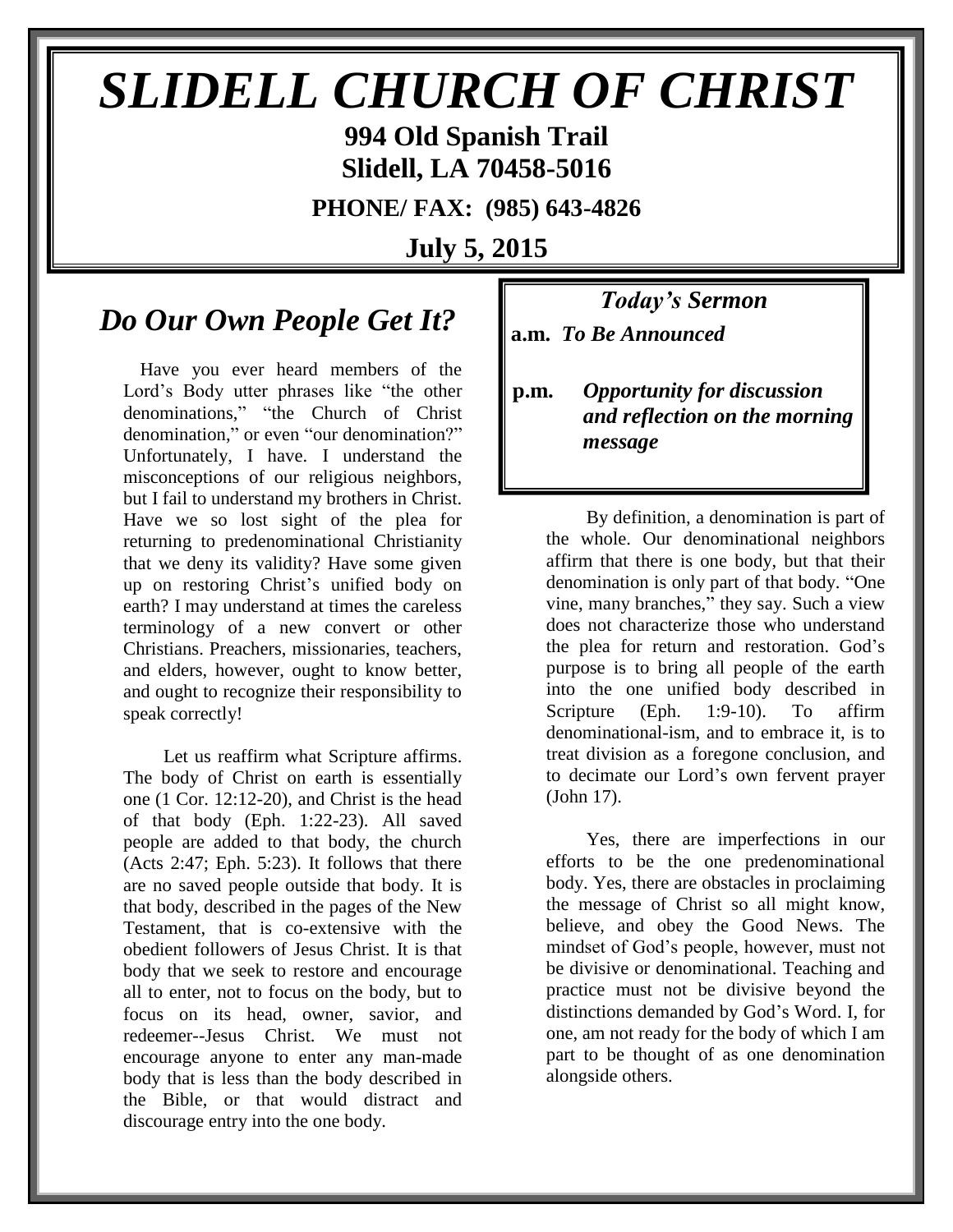# *SLIDELL CHURCH OF CHRIST*

**994 Old Spanish Trail**
**Slidell, LA 70458-5016**

**PHONE/ FAX: (985) 643-4826**

**July 5, 2015**

## *Do Our Own People Get It?*

Have you ever heard members of the Lord's Body utter phrases like "the other denominations," "the Church of Christ denomination," or even "our denomination?" Unfortunately, I have. I understand the misconceptions of our religious neighbors, but I fail to understand my brothers in Christ. Have we so lost sight of the plea for returning to predenominational Christianity that we deny its validity? Have some given up on restoring Christ's unified body on earth? I may understand at times the careless terminology of a new convert or other Christians. Preachers, missionaries, teachers, and elders, however, ought to know better, and ought to recognize their responsibility to speak correctly!

Let us reaffirm what Scripture affirms. The body of Christ on earth is essentially one (1 Cor. 12:12-20), and Christ is the head of that body (Eph. 1:22-23). All saved people are added to that body, the church (Acts 2:47; Eph. 5:23). It follows that there are no saved people outside that body. It is that body, described in the pages of the New Testament, that is co-extensive with the obedient followers of Jesus Christ. It is that body that we seek to restore and encourage all to enter, not to focus on the body, but to focus on its head, owner, savior, and redeemer--Jesus Christ. We must not encourage anyone to enter any man-made body that is less than the body described in the Bible, or that would distract and discourage entry into the one body.

### *Today's Sermon*

**a.m.** ***To Be Announced***

**p.m.** ***Opportunity for discussion and reflection on the morning message***

By definition, a denomination is part of the whole. Our denominational neighbors affirm that there is one body, but that their denomination is only part of that body. "One vine, many branches," they say. Such a view does not characterize those who understand the plea for return and restoration. God's purpose is to bring all people of the earth into the one unified body described in Scripture (Eph. 1:9-10). To affirm denominational-ism, and to embrace it, is to treat division as a foregone conclusion, and to decimate our Lord's own fervent prayer (John 17).

Yes, there are imperfections in our efforts to be the one predenominational body. Yes, there are obstacles in proclaiming the message of Christ so all might know, believe, and obey the Good News. The mindset of God's people, however, must not be divisive or denominational. Teaching and practice must not be divisive beyond the distinctions demanded by God's Word. I, for one, am not ready for the body of which I am part to be thought of as one denomination alongside others.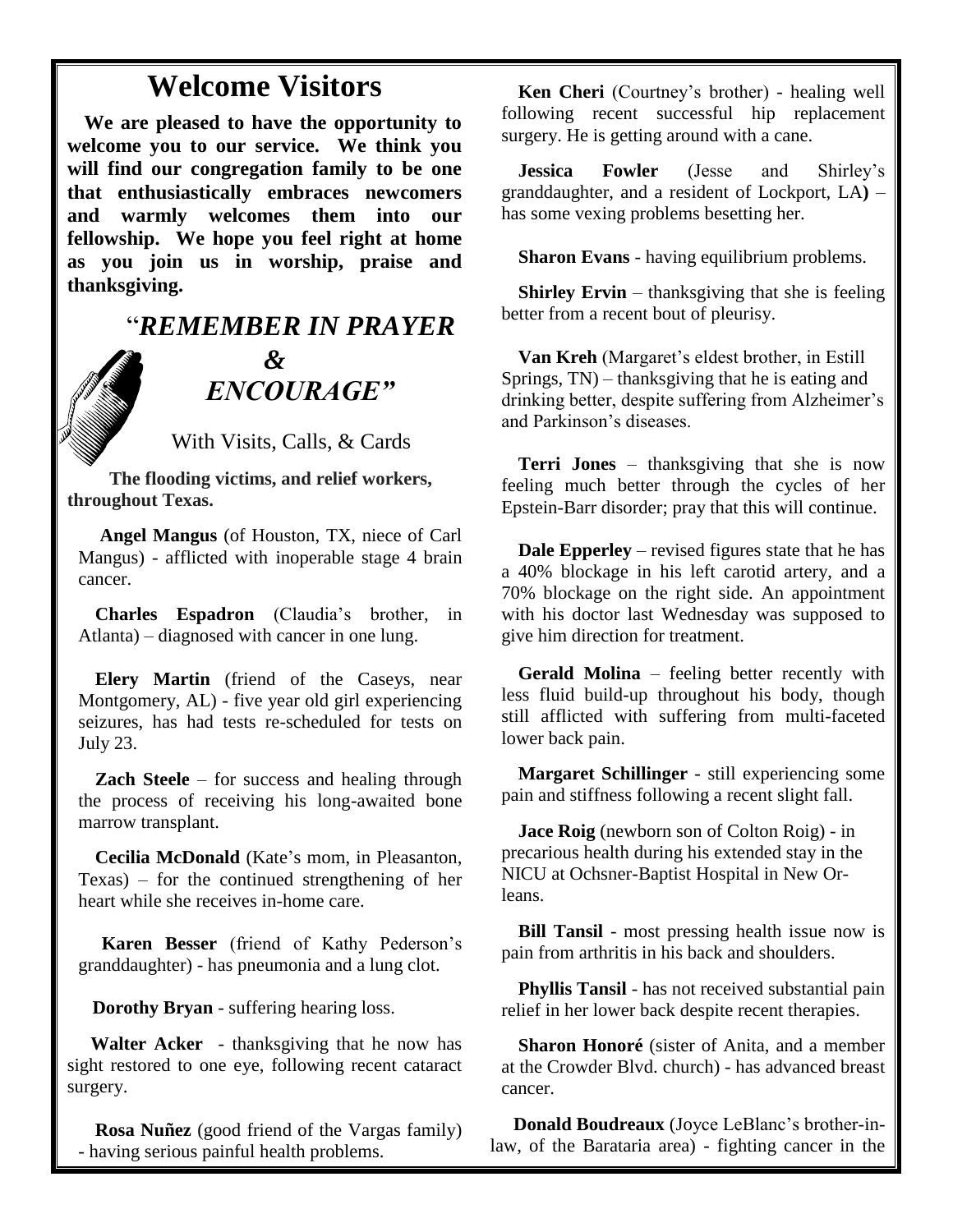# Welcome Visitors

**We are pleased to have the opportunity to welcome you to our service. We think you will find our congregation family to be one that enthusiastically embraces newcomers and warmly welcomes them into our fellowship. We hope you feel right at home as you join us in worship, praise and thanksgiving.**

## "*REMEMBER IN PRAYER & ENCOURAGE"*

With Visits, Calls, & Cards

**The flooding victims, and relief workers, throughout Texas.**

**Angel Mangus** (of Houston, TX, niece of Carl Mangus) - afflicted with inoperable stage 4 brain cancer.

**Charles Espadron** (Claudia's brother, in Atlanta) – diagnosed with cancer in one lung.

**Elery Martin** (friend of the Caseys, near Montgomery, AL) - five year old girl experiencing seizures, has had tests re-scheduled for tests on July 23.

**Zach Steele** – for success and healing through the process of receiving his long-awaited bone marrow transplant.

**Cecilia McDonald** (Kate's mom, in Pleasanton, Texas) – for the continued strengthening of her heart while she receives in-home care.

**Karen Besser** (friend of Kathy Pederson's granddaughter) - has pneumonia and a lung clot.

**Dorothy Bryan** - suffering hearing loss.

**Walter Acker** - thanksgiving that he now has sight restored to one eye, following recent cataract surgery.

**Rosa Nuñez** (good friend of the Vargas family) - having serious painful health problems.

**Ken Cheri** (Courtney's brother) - healing well following recent successful hip replacement surgery. He is getting around with a cane.

**Jessica Fowler** (Jesse and Shirley's granddaughter, and a resident of Lockport, LA**)** – has some vexing problems besetting her.

**Sharon Evans** - having equilibrium problems.

**Shirley Ervin** – thanksgiving that she is feeling better from a recent bout of pleurisy.

**Van Kreh** (Margaret's eldest brother, in Estill Springs, TN) – thanksgiving that he is eating and drinking better, despite suffering from Alzheimer's and Parkinson's diseases.

**Terri Jones** – thanksgiving that she is now feeling much better through the cycles of her Epstein-Barr disorder; pray that this will continue.

**Dale Epperley** – revised figures state that he has a 40% blockage in his left carotid artery, and a 70% blockage on the right side. An appointment with his doctor last Wednesday was supposed to give him direction for treatment.

**Gerald Molina** – feeling better recently with less fluid build-up throughout his body, though still afflicted with suffering from multi-faceted lower back pain.

**Margaret Schillinger** - still experiencing some pain and stiffness following a recent slight fall.

**Jace Roig** (newborn son of Colton Roig) - in precarious health during his extended stay in the NICU at Ochsner-Baptist Hospital in New Orleans.

**Bill Tansil** - most pressing health issue now is pain from arthritis in his back and shoulders.

**Phyllis Tansil** - has not received substantial pain relief in her lower back despite recent therapies.

**Sharon Honoré** (sister of Anita, and a member at the Crowder Blvd. church) - has advanced breast cancer.

**Donald Boudreaux** (Joyce LeBlanc's brother-in-law, of the Barataria area) - fighting cancer in the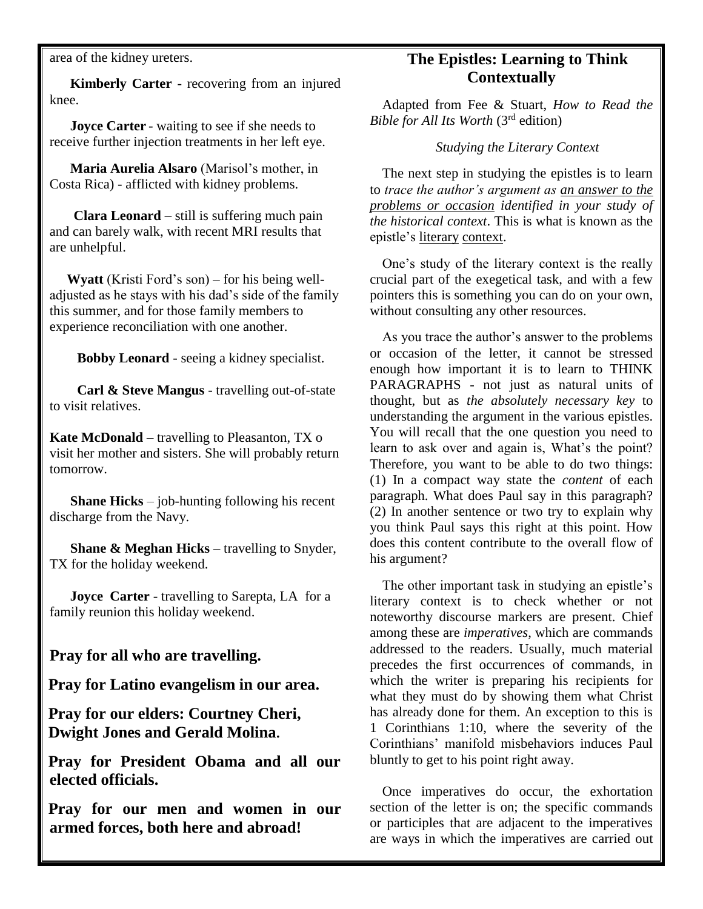area of the kidney ureters.

**Kimberly Carter** - recovering from an injured knee.

**Joyce Carter** - waiting to see if she needs to receive further injection treatments in her left eye.

**Maria Aurelia Alsaro** (Marisol's mother, in Costa Rica) - afflicted with kidney problems.

**Clara Leonard** – still is suffering much pain and can barely walk, with recent MRI results that are unhelpful.

**Wyatt** (Kristi Ford's son) – for his being well-adjusted as he stays with his dad's side of the family this summer, and for those family members to experience reconciliation with one another.

**Bobby Leonard** - seeing a kidney specialist.

**Carl & Steve Mangus** - travelling out-of-state to visit relatives.

**Kate McDonald** – travelling to Pleasanton, TX o visit her mother and sisters. She will probably return tomorrow.

**Shane Hicks** – job-hunting following his recent discharge from the Navy.

**Shane & Meghan Hicks** – travelling to Snyder, TX for the holiday weekend.

**Joyce Carter** - travelling to Sarepta, LA for a family reunion this holiday weekend.

**Pray for all who are travelling.**

**Pray for Latino evangelism in our area.**

**Pray for our elders: Courtney Cheri, Dwight Jones and Gerald Molina.**

**Pray for President Obama and all our elected officials.**

**Pray for our men and women in our armed forces, both here and abroad!**

## The Epistles: Learning to Think Contextually

Adapted from Fee & Stuart, *How to Read the Bible for All Its Worth* (3rd edition)

*Studying the Literary Context*

The next step in studying the epistles is to learn to *trace the author's argument as an answer to the problems or occasion identified in your study of the historical context*. This is what is known as the epistle's literary context.

One's study of the literary context is the really crucial part of the exegetical task, and with a few pointers this is something you can do on your own, without consulting any other resources.

As you trace the author's answer to the problems or occasion of the letter, it cannot be stressed enough how important it is to learn to THINK PARAGRAPHS - not just as natural units of thought, but as *the absolutely necessary key* to understanding the argument in the various epistles. You will recall that the one question you need to learn to ask over and again is, What's the point? Therefore, you want to be able to do two things: (1) In a compact way state the *content* of each paragraph. What does Paul say in this paragraph? (2) In another sentence or two try to explain why you think Paul says this right at this point. How does this content contribute to the overall flow of his argument?

The other important task in studying an epistle's literary context is to check whether or not noteworthy discourse markers are present. Chief among these are *imperatives*, which are commands addressed to the readers. Usually, much material precedes the first occurrences of commands, in which the writer is preparing his recipients for what they must do by showing them what Christ has already done for them. An exception to this is 1 Corinthians 1:10, where the severity of the Corinthians' manifold misbehaviors induces Paul bluntly to get to his point right away.

Once imperatives do occur, the exhortation section of the letter is on; the specific commands or participles that are adjacent to the imperatives are ways in which the imperatives are carried out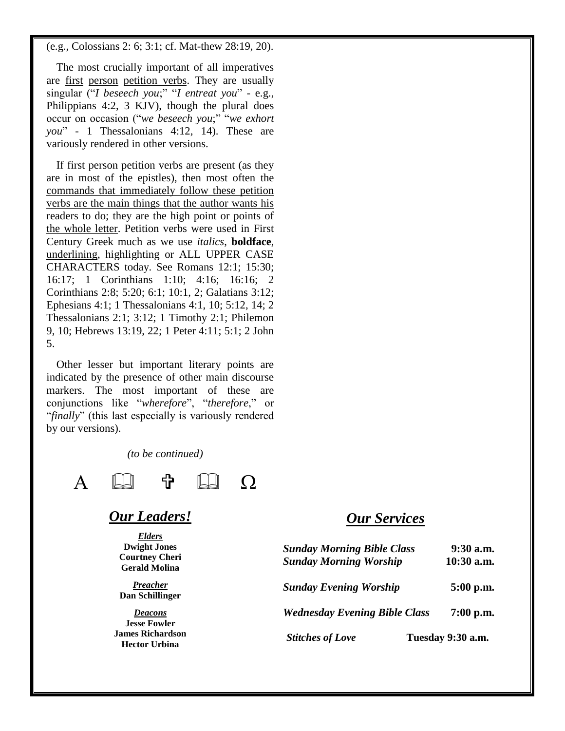(e.g., Colossians 2: 6; 3:1; cf. Mat-thew 28:19, 20).

The most crucially important of all imperatives are <u>first</u> <u>person</u> <u>petition verbs</u>. They are usually singular ("*I beseech you*;" "*I entreat you*" - e.g., Philippians 4:2, 3 KJV), though the plural does occur on occasion ("*we beseech you*;" "*we exhort you*" - 1 Thessalonians 4:12, 14). These are variously rendered in other versions.

If first person petition verbs are present (as they are in most of the epistles), then most often <u>the commands that immediately follow these petition verbs are the main things that the author wants his readers to do; they are the high point or points of the whole letter</u>. Petition verbs were used in First Century Greek much as we use *italics*, **boldface**, <u>underlining</u>, highlighting or ALL UPPER CASE CHARACTERS today. See Romans 12:1; 15:30; 16:17; 1 Corinthians 1:10; 4:16; 16:16; 2 Corinthians 2:8; 5:20; 6:1; 10:1, 2; Galatians 3:12; Ephesians 4:1; 1 Thessalonians 4:1, 10; 5:12, 14; 2 Thessalonians 2:1; 3:12; 1 Timothy 2:1; Philemon 9, 10; Hebrews 13:19, 22; 1 Peter 4:11; 5:1; 2 John 5.

Other lesser but important literary points are indicated by the presence of other main discourse markers. The most important of these are conjunctions like "*wherefore*", "*therefore*," or "*finally*" (this last especially is variously rendered by our versions).

*(to be continued)*

A 📖 ✞ 📖 Ω

## ***Our Leaders!***

***Elders***
**Dwight Jones**
**Courtney Cheri**
**Gerald Molina**

***Preacher***
**Dan Schillinger**

***Deacons***
**Jesse Fowler**
**James Richardson**
**Hector Urbina**

## ***Our Services***

| | |
|---|---|
| ***Sunday Morning Bible Class*** | **9:30 a.m.** |
| ***Sunday Morning Worship*** | **10:30 a.m.** |
| ***Sunday Evening Worship*** | **5:00 p.m.** |
| ***Wednesday Evening Bible Class*** | **7:00 p.m.** |
| ***Stitches of Love*** | **Tuesday 9:30 a.m.** |